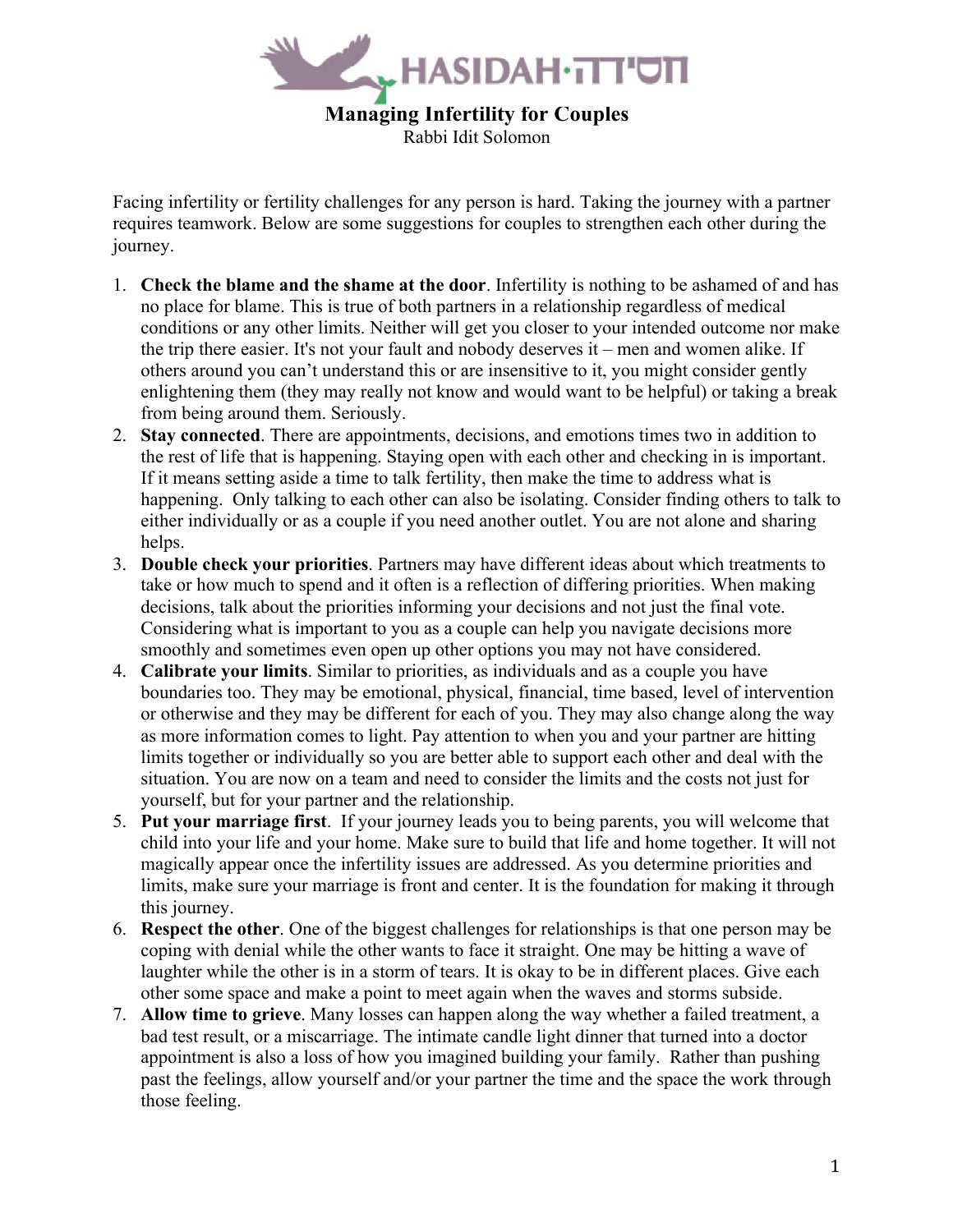HASIDAH·חסידה

# Managing Infertility for Couples

Rabbi Idit Solomon

Facing infertility or fertility challenges for any person is hard. Taking the journey with a partner requires teamwork. Below are some suggestions for couples to strengthen each other during the journey.

1. **Check the blame and the shame at the door**. Infertility is nothing to be ashamed of and has no place for blame. This is true of both partners in a relationship regardless of medical conditions or any other limits. Neither will get you closer to your intended outcome nor make the trip there easier. It's not your fault and nobody deserves it – men and women alike. If others around you can't understand this or are insensitive to it, you might consider gently enlightening them (they may really not know and would want to be helpful) or taking a break from being around them. Seriously.
2. **Stay connected**. There are appointments, decisions, and emotions times two in addition to the rest of life that is happening. Staying open with each other and checking in is important. If it means setting aside a time to talk fertility, then make the time to address what is happening. Only talking to each other can also be isolating. Consider finding others to talk to either individually or as a couple if you need another outlet. You are not alone and sharing helps.
3. **Double check your priorities**. Partners may have different ideas about which treatments to take or how much to spend and it often is a reflection of differing priorities. When making decisions, talk about the priorities informing your decisions and not just the final vote. Considering what is important to you as a couple can help you navigate decisions more smoothly and sometimes even open up other options you may not have considered.
4. **Calibrate your limits**. Similar to priorities, as individuals and as a couple you have boundaries too. They may be emotional, physical, financial, time based, level of intervention or otherwise and they may be different for each of you. They may also change along the way as more information comes to light. Pay attention to when you and your partner are hitting limits together or individually so you are better able to support each other and deal with the situation. You are now on a team and need to consider the limits and the costs not just for yourself, but for your partner and the relationship.
5. **Put your marriage first**. If your journey leads you to being parents, you will welcome that child into your life and your home. Make sure to build that life and home together. It will not magically appear once the infertility issues are addressed. As you determine priorities and limits, make sure your marriage is front and center. It is the foundation for making it through this journey.
6. **Respect the other**. One of the biggest challenges for relationships is that one person may be coping with denial while the other wants to face it straight. One may be hitting a wave of laughter while the other is in a storm of tears. It is okay to be in different places. Give each other some space and make a point to meet again when the waves and storms subside.
7. **Allow time to grieve**. Many losses can happen along the way whether a failed treatment, a bad test result, or a miscarriage. The intimate candle light dinner that turned into a doctor appointment is also a loss of how you imagined building your family. Rather than pushing past the feelings, allow yourself and/or your partner the time and the space the work through those feeling.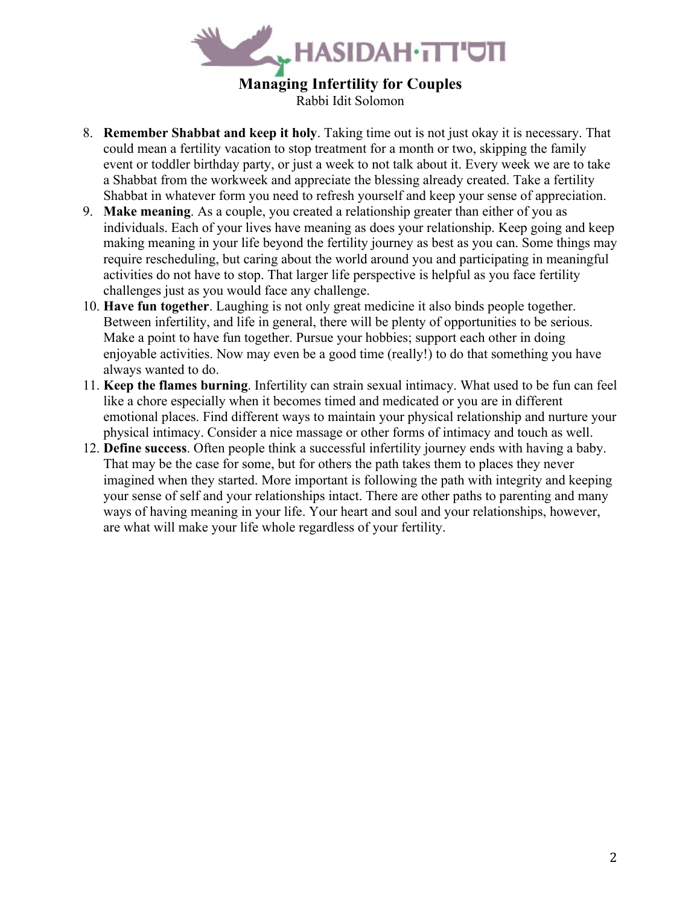# Managing Infertility for Couples

Rabbi Idit Solomon

8. **Remember Shabbat and keep it holy**. Taking time out is not just okay it is necessary. That could mean a fertility vacation to stop treatment for a month or two, skipping the family event or toddler birthday party, or just a week to not talk about it. Every week we are to take a Shabbat from the workweek and appreciate the blessing already created. Take a fertility Shabbat in whatever form you need to refresh yourself and keep your sense of appreciation.
9. **Make meaning**. As a couple, you created a relationship greater than either of you as individuals. Each of your lives have meaning as does your relationship. Keep going and keep making meaning in your life beyond the fertility journey as best as you can. Some things may require rescheduling, but caring about the world around you and participating in meaningful activities do not have to stop. That larger life perspective is helpful as you face fertility challenges just as you would face any challenge.
10. **Have fun together**. Laughing is not only great medicine it also binds people together. Between infertility, and life in general, there will be plenty of opportunities to be serious. Make a point to have fun together. Pursue your hobbies; support each other in doing enjoyable activities. Now may even be a good time (really!) to do that something you have always wanted to do.
11. **Keep the flames burning**. Infertility can strain sexual intimacy. What used to be fun can feel like a chore especially when it becomes timed and medicated or you are in different emotional places. Find different ways to maintain your physical relationship and nurture your physical intimacy. Consider a nice massage or other forms of intimacy and touch as well.
12. **Define success**. Often people think a successful infertility journey ends with having a baby. That may be the case for some, but for others the path takes them to places they never imagined when they started. More important is following the path with integrity and keeping your sense of self and your relationships intact. There are other paths to parenting and many ways of having meaning in your life. Your heart and soul and your relationships, however, are what will make your life whole regardless of your fertility.